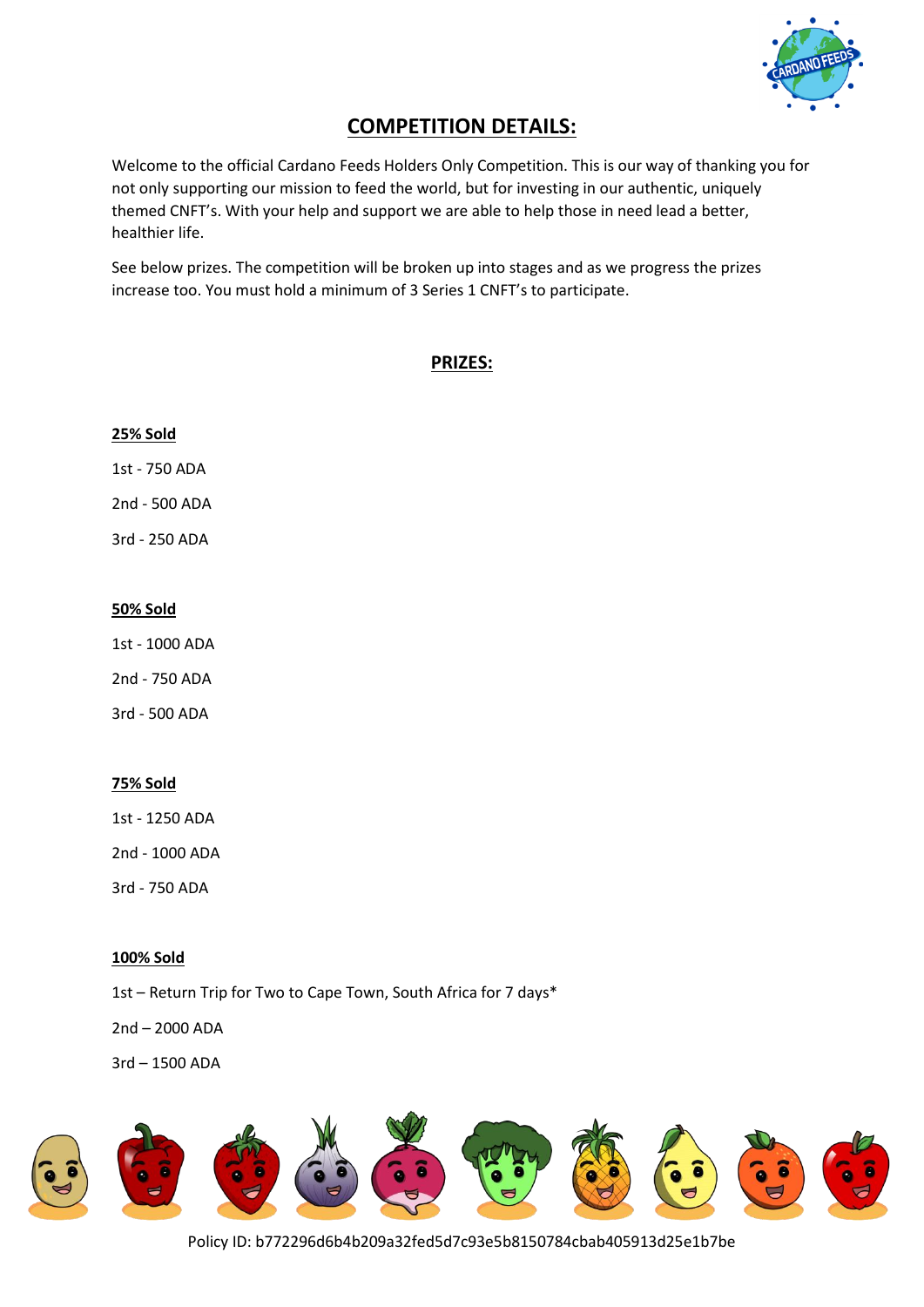## COMPETITION DETAILS:

Welcome to the official Cardano Feeds Holders Only Competition. This is our way of thanking you for not only supporting our mission to feed the world, but for investing in our authentic, uniquely themed CNFT's. With your help and support we are able to help those in need lead a better, healthier life.

See below prizes. The competition will be broken up into stages and as we progress the prizes increase too. You must hold a minimum of 3 Series 1 CNFT's to participate.

## PRIZES:

**25% Sold**

1st - 750 ADA

2nd - 500 ADA

3rd - 250 ADA

**50% Sold**

1st - 1000 ADA

2nd - 750 ADA

3rd - 500 ADA

**75% Sold**

1st - 1250 ADA

2nd - 1000 ADA

3rd - 750 ADA

**100% Sold**

1st – Return Trip for Two to Cape Town, South Africa for 7 days*

2nd – 2000 ADA

3rd – 1500 ADA

Policy ID: b772296d6b4b209a32fed5d7c93e5b8150784cbab405913d25e1b7be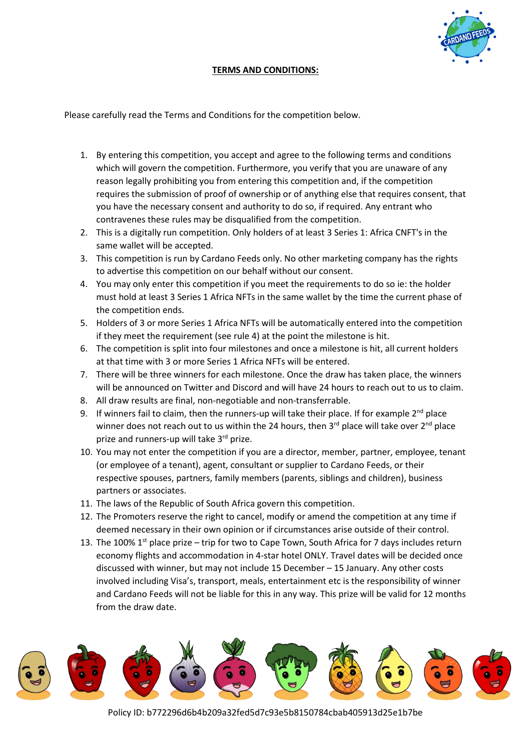**TERMS AND CONDITIONS:**

Please carefully read the Terms and Conditions for the competition below.

1. By entering this competition, you accept and agree to the following terms and conditions which will govern the competition. Furthermore, you verify that you are unaware of any reason legally prohibiting you from entering this competition and, if the competition requires the submission of proof of ownership or of anything else that requires consent, that you have the necessary consent and authority to do so, if required. Any entrant who contravenes these rules may be disqualified from the competition.
2. This is a digitally run competition. Only holders of at least 3 Series 1: Africa CNFT's in the same wallet will be accepted.
3. This competition is run by Cardano Feeds only. No other marketing company has the rights to advertise this competition on our behalf without our consent.
4. You may only enter this competition if you meet the requirements to do so ie: the holder must hold at least 3 Series 1 Africa NFTs in the same wallet by the time the current phase of the competition ends.
5. Holders of 3 or more Series 1 Africa NFTs will be automatically entered into the competition if they meet the requirement (see rule 4) at the point the milestone is hit.
6. The competition is split into four milestones and once a milestone is hit, all current holders at that time with 3 or more Series 1 Africa NFTs will be entered.
7. There will be three winners for each milestone. Once the draw has taken place, the winners will be announced on Twitter and Discord and will have 24 hours to reach out to us to claim.
8. All draw results are final, non-negotiable and non-transferrable.
9. If winners fail to claim, then the runners-up will take their place. If for example 2nd place winner does not reach out to us within the 24 hours, then 3rd place will take over 2nd place prize and runners-up will take 3rd prize.
10. You may not enter the competition if you are a director, member, partner, employee, tenant (or employee of a tenant), agent, consultant or supplier to Cardano Feeds, or their respective spouses, partners, family members (parents, siblings and children), business partners or associates.
11. The laws of the Republic of South Africa govern this competition.
12. The Promoters reserve the right to cancel, modify or amend the competition at any time if deemed necessary in their own opinion or if circumstances arise outside of their control.
13. The 100% 1st place prize – trip for two to Cape Town, South Africa for 7 days includes return economy flights and accommodation in 4-star hotel ONLY. Travel dates will be decided once discussed with winner, but may not include 15 December – 15 January. Any other costs involved including Visa's, transport, meals, entertainment etc is the responsibility of winner and Cardano Feeds will not be liable for this in any way. This prize will be valid for 12 months from the draw date.

Policy ID: b772296d6b4b209a32fed5d7c93e5b8150784cbab405913d25e1b7be